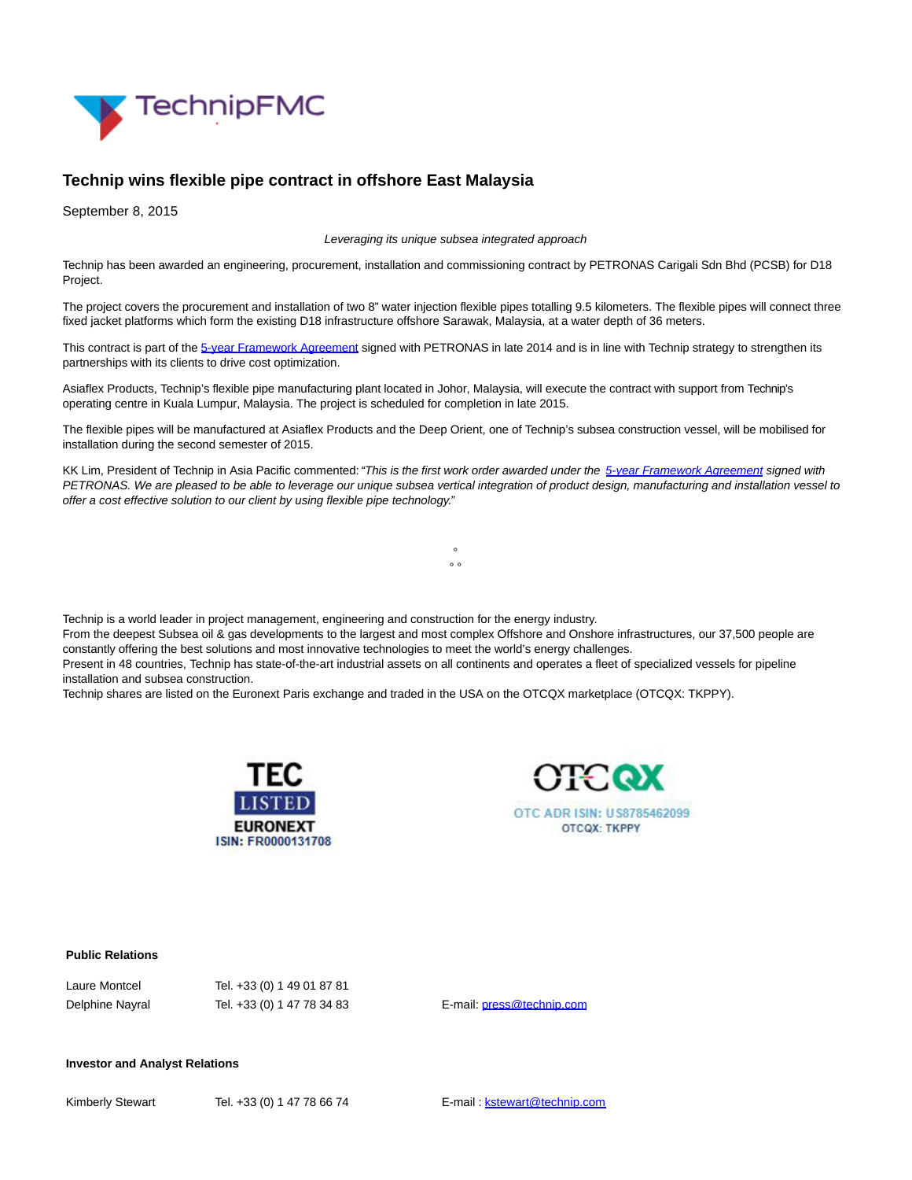# Technip wins flexible pipe contract in offshore East Malaysia

September 8, 2015

*Leveraging its unique subsea integrated approach*

Technip has been awarded an engineering, procurement, installation and commissioning contract by PETRONAS Carigali Sdn Bhd (PCSB) for D18 Project.

The project covers the procurement and installation of two 8" water injection flexible pipes totalling 9.5 kilometers. The flexible pipes will connect three fixed jacket platforms which form the existing D18 infrastructure offshore Sarawak, Malaysia, at a water depth of 36 meters.

This contract is part of the 5-year Framework Agreement signed with PETRONAS in late 2014 and is in line with Technip strategy to strengthen its partnerships with its clients to drive cost optimization.

Asiaflex Products, Technip's flexible pipe manufacturing plant located in Johor, Malaysia, will execute the contract with support from Technip's operating centre in Kuala Lumpur, Malaysia. The project is scheduled for completion in late 2015.

The flexible pipes will be manufactured at Asiaflex Products and the Deep Orient, one of Technip's subsea construction vessel, will be mobilised for installation during the second semester of 2015.

KK Lim, President of Technip in Asia Pacific commented: *"This is the first work order awarded under the 5-year Framework Agreement signed with PETRONAS. We are pleased to be able to leverage our unique subsea vertical integration of product design, manufacturing and installation vessel to offer a cost effective solution to our client by using flexible pipe technology."*

°
° °

Technip is a world leader in project management, engineering and construction for the energy industry.
From the deepest Subsea oil & gas developments to the largest and most complex Offshore and Onshore infrastructures, our 37,500 people are constantly offering the best solutions and most innovative technologies to meet the world's energy challenges.
Present in 48 countries, Technip has state-of-the-art industrial assets on all continents and operates a fleet of specialized vessels for pipeline installation and subsea construction.
Technip shares are listed on the Euronext Paris exchange and traded in the USA on the OTCQX marketplace (OTCQX: TKPPY).

TEC LISTED EURONEXT
ISIN: FR0000131708

OTCQX
OTC ADR ISIN: US8785462099
OTCQX: TKPPY

**Public Relations**

| | | |
|---|---|---|
| Laure Montcel | Tel. +33 (0) 1 49 01 87 81 | |
| Delphine Nayral | Tel. +33 (0) 1 47 78 34 83 | E-mail: press@technip.com |

**Investor and Analyst Relations**

| | | |
|---|---|---|
| Kimberly Stewart | Tel. +33 (0) 1 47 78 66 74 | E-mail : kstewart@technip.com |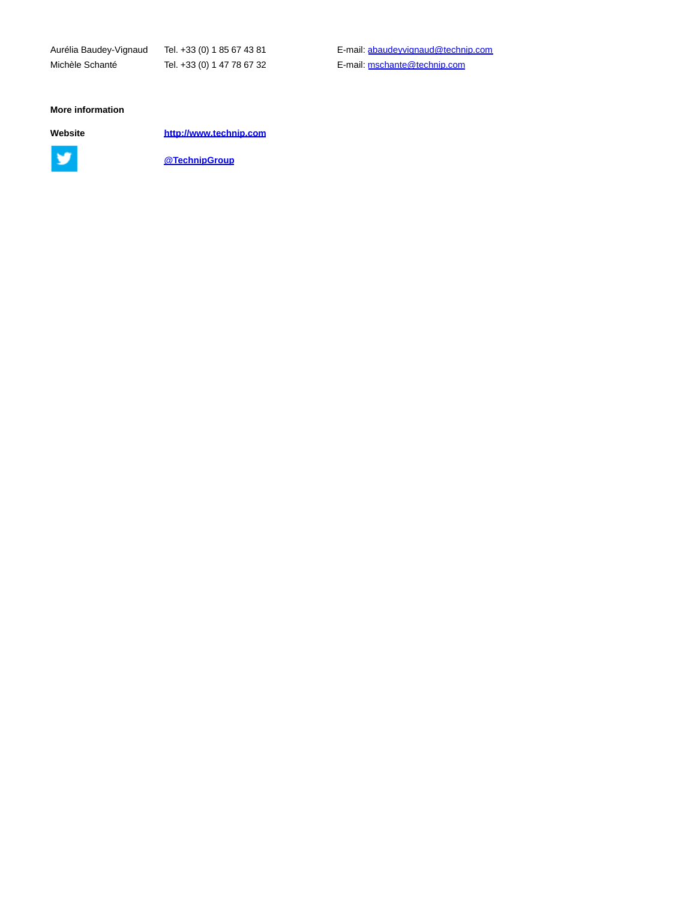| | | |
|---|---|---|
| Aurélia Baudey-Vignaud | Tel. +33 (0) 1 85 67 43 81 | E-mail: abaudeyvignaud@technip.com |
| Michèle Schanté | Tel. +33 (0) 1 47 78 67 32 | E-mail: mschante@technip.com |

**More information**

**Website** **http://www.technip.com**

**@TechnipGroup**